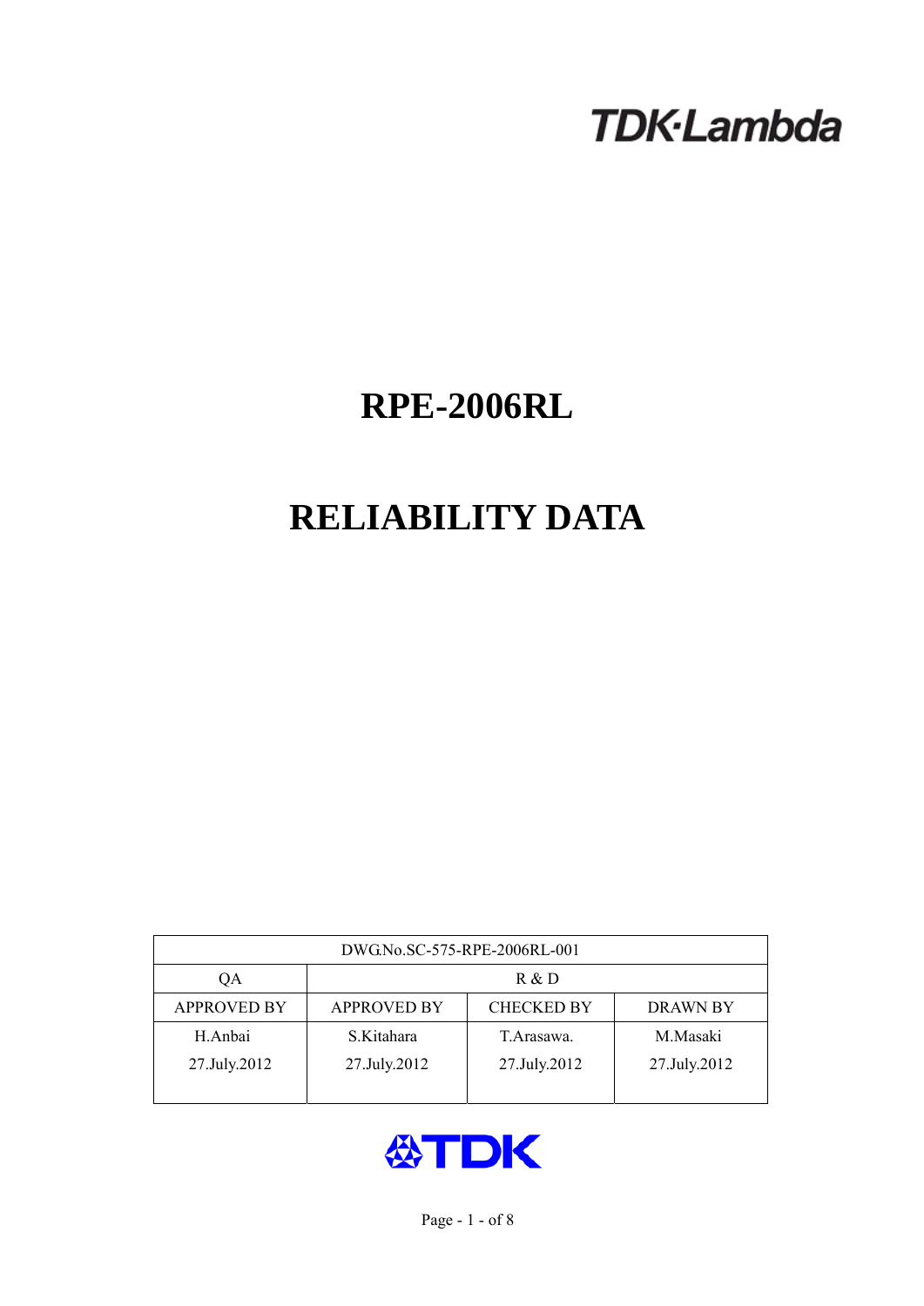TDK·Lambda

# RPE-2006RL

# RELIABILITY DATA

| DWG.No.SC-575-RPE-2006RL-001 | | | |
|---|---|---|---|
| QA | R & D | | |
| APPROVED BY | APPROVED BY | CHECKED BY | DRAWN BY |
| H.Anbai<br>27.July.2012 | S.Kitahara<br>27.July.2012 | T.Arasawa.<br>27.July.2012 | M.Masaki<br>27.July.2012 |

TDK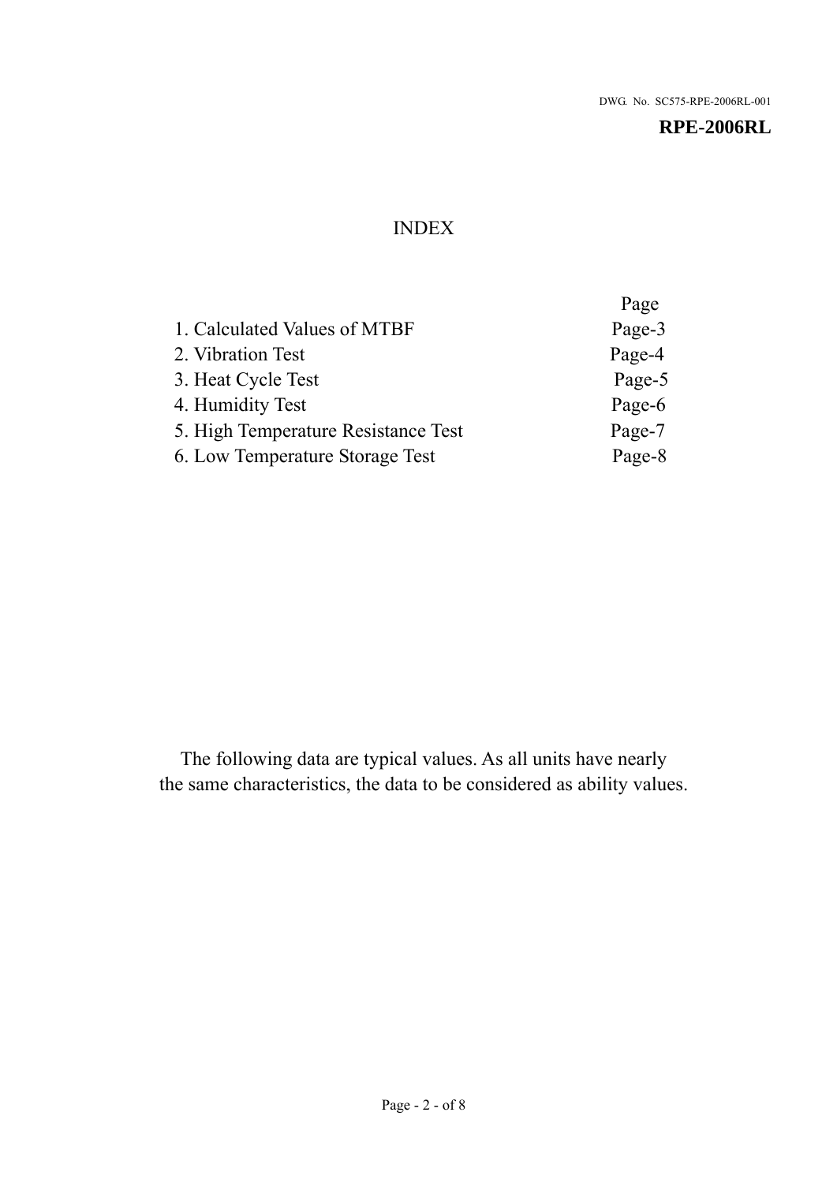DWG. No. SC575-RPE-2006RL-001

**RPE-2006RL**

# INDEX

| | Page |
|---|---|
| 1. Calculated Values of MTBF | Page-3 |
| 2. Vibration Test | Page-4 |
| 3. Heat Cycle Test | Page-5 |
| 4. Humidity Test | Page-6 |
| 5. High Temperature Resistance Test | Page-7 |
| 6. Low Temperature Storage Test | Page-8 |

The following data are typical values. As all units have nearly the same characteristics, the data to be considered as ability values.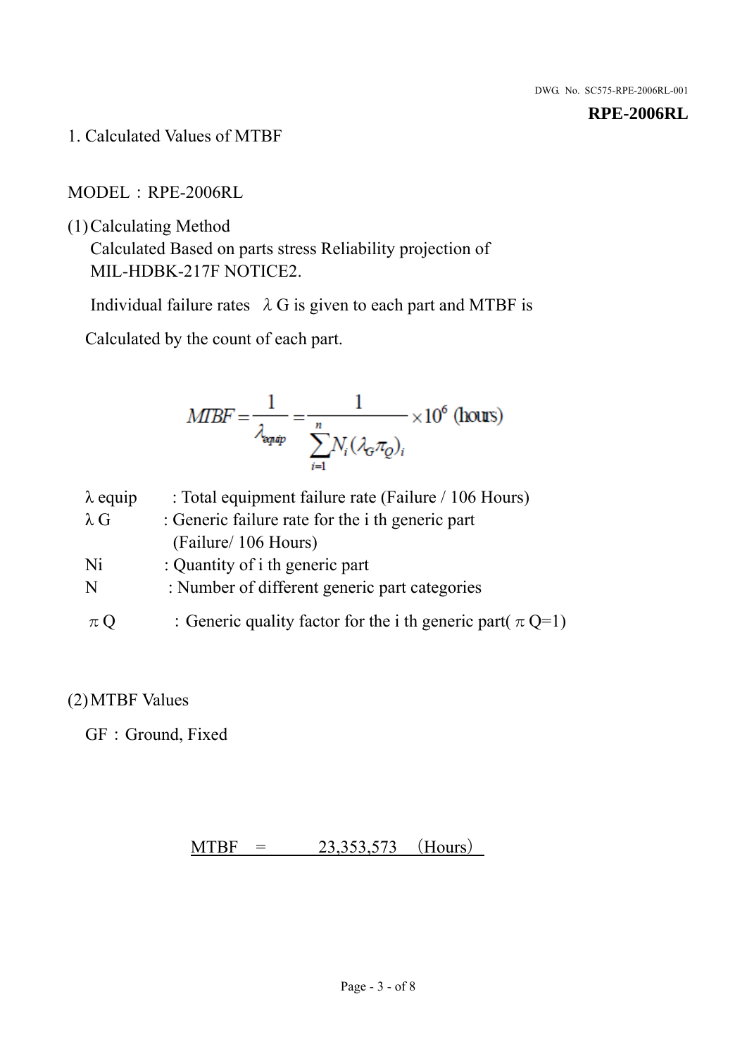**RPE-2006RL**

# 1. Calculated Values of MTBF

MODEL：RPE-2006RL

(1) Calculating Method

Calculated Based on parts stress Reliability projection of MIL-HDBK-217F NOTICE2.

Individual failure rates λG is given to each part and MTBF is

Calculated by the count of each part.

$$MTBF = \frac{1}{\lambda_{equip}} = \frac{1}{\sum_{i=1}^{n} N_i (\lambda_G \pi_Q)_i} \times 10^6 \text{ (hours)}$$

| | |
|---|---|
| λ equip | : Total equipment failure rate (Failure / 106 Hours) |
| λ G | : Generic failure rate for the i th generic part (Failure/ 106 Hours) |
| Ni | : Quantity of i th generic part |
| N | : Number of different generic part categories |
| π Q | : Generic quality factor for the i th generic part( π Q=1) |

(2) MTBF Values

GF：Ground, Fixed

MTBF = 23,353,573 (Hours)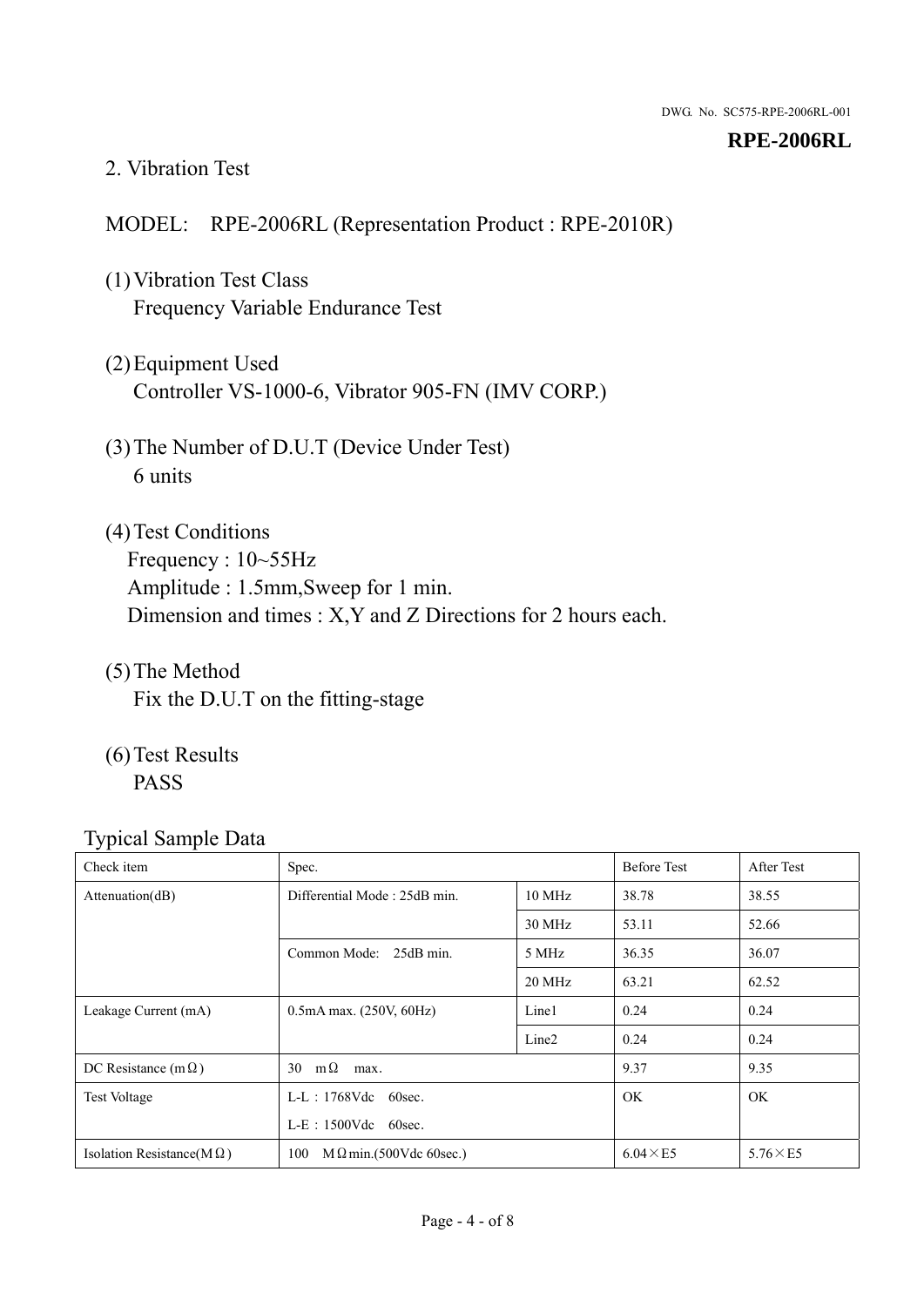DWG. No. SC575-RPE-2006RL-001

**RPE-2006RL**

## 2. Vibration Test

MODEL:　RPE-2006RL (Representation Product : RPE-2010R)

(1) Vibration Test Class
 Frequency Variable Endurance Test

(2) Equipment Used
 Controller VS-1000-6, Vibrator 905-FN (IMV CORP.)

(3) The Number of D.U.T (Device Under Test)
 6 units

(4) Test Conditions
 Frequency : 10~55Hz
 Amplitude : 1.5mm,Sweep for 1 min.
 Dimension and times : X,Y and Z Directions for 2 hours each.

(5) The Method
 Fix the D.U.T on the fitting-stage

(6) Test Results
 PASS

Typical Sample Data

| Check item | Spec. | | Before Test | After Test |
|---|---|---|---|---|
| Attenuation(dB) | Differential Mode : 25dB min. | 10 MHz | 38.78 | 38.55 |
| | | 30 MHz | 53.11 | 52.66 |
| | Common Mode:　25dB min. | 5 MHz | 36.35 | 36.07 |
| | | 20 MHz | 63.21 | 62.52 |
| Leakage Current (mA) | 0.5mA max. (250V, 60Hz) | Line1 | 0.24 | 0.24 |
| | | Line2 | 0.24 | 0.24 |
| DC Resistance (mΩ) | 30　mΩ　max. | | 9.37 | 9.35 |
| Test Voltage | L-L：1768Vdc　60sec.<br>L-E：1500Vdc　60sec. | | OK | OK |
| Isolation Resistance(MΩ) | 100　MΩmin.(500Vdc 60sec.) | | 6.04×E5 | 5.76×E5 |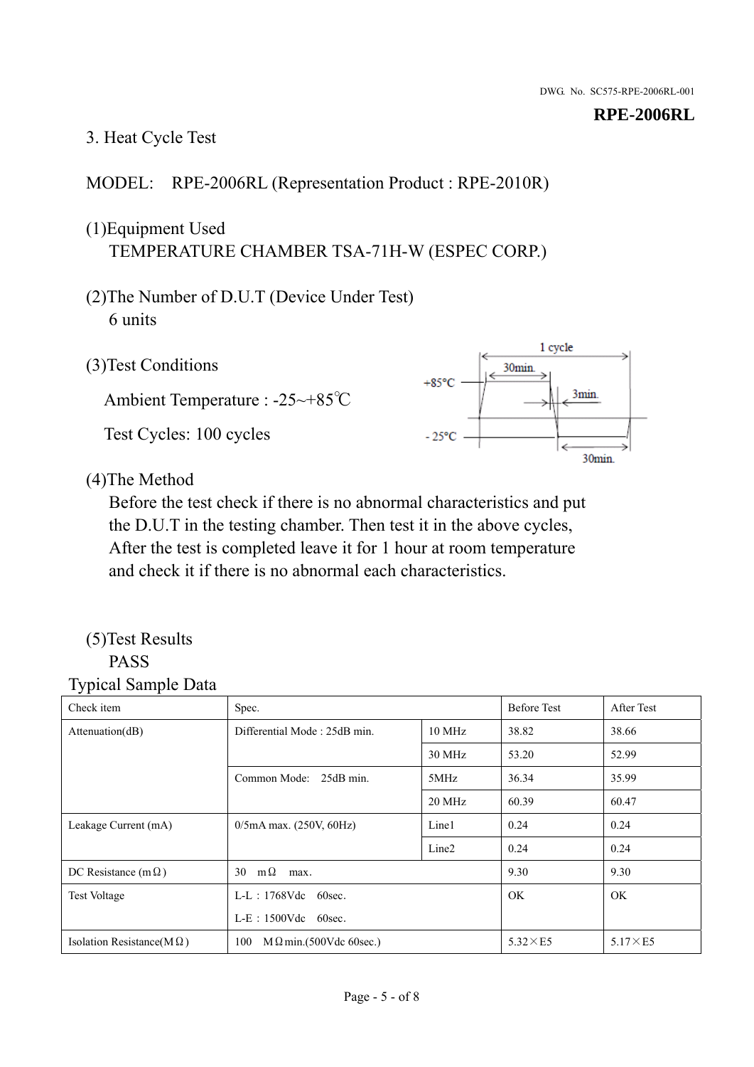DWG. No. SC575-RPE-2006RL-001

**RPE-2006RL**

3. Heat Cycle Test

MODEL: RPE-2006RL (Representation Product : RPE-2010R)

(1)Equipment Used
TEMPERATURE CHAMBER TSA-71H-W (ESPEC CORP.)

(2)The Number of D.U.T (Device Under Test)
6 units

(3)Test Conditions

Ambient Temperature : -25~+85℃

Test Cycles: 100 cycles

1 cycle: +85°C 30min., 3min., -25°C 30min.

(4)The Method
Before the test check if there is no abnormal characteristics and put the D.U.T in the testing chamber. Then test it in the above cycles, After the test is completed leave it for 1 hour at room temperature and check it if there is no abnormal each characteristics.

(5)Test Results
PASS

Typical Sample Data

| Check item | Spec. | | Before Test | After Test |
|---|---|---|---|---|
| Attenuation(dB) | Differential Mode : 25dB min. | 10 MHz | 38.82 | 38.66 |
| | | 30 MHz | 53.20 | 52.99 |
| | Common Mode: 25dB min. | 5MHz | 36.34 | 35.99 |
| | | 20 MHz | 60.39 | 60.47 |
| Leakage Current (mA) | 0/5mA max. (250V, 60Hz) | Line1 | 0.24 | 0.24 |
| | | Line2 | 0.24 | 0.24 |
| DC Resistance (mΩ) | 30 mΩ max. | | 9.30 | 9.30 |
| Test Voltage | L-L : 1768Vdc 60sec.<br>L-E : 1500Vdc 60sec. | | OK | OK |
| Isolation Resistance(MΩ) | 100 MΩmin.(500Vdc 60sec.) | | 5.32×E5 | 5.17×E5 |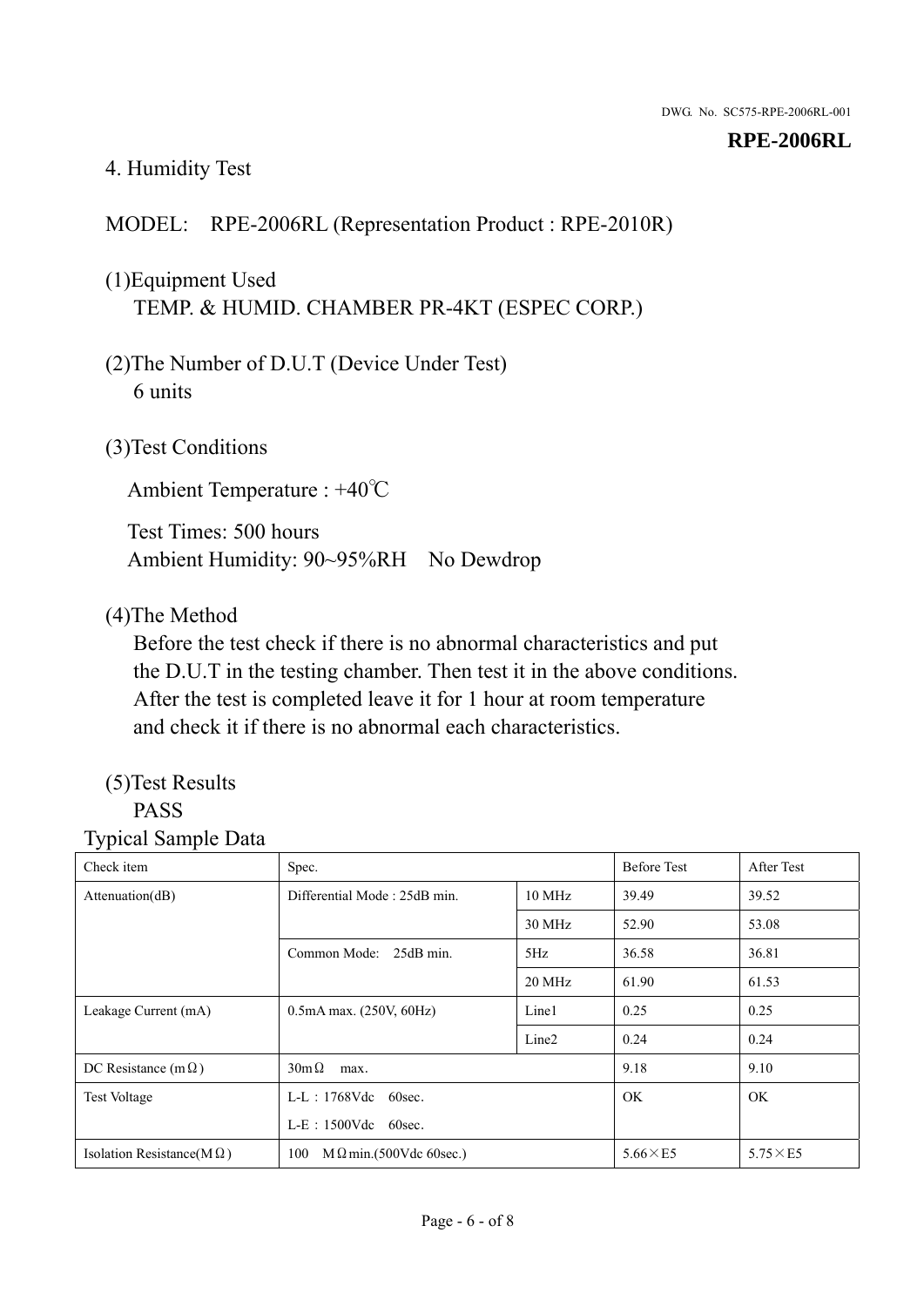DWG. No. SC575-RPE-2006RL-001

**RPE-2006RL**

4. Humidity Test

MODEL: RPE-2006RL (Representation Product : RPE-2010R)

(1)Equipment Used
TEMP. & HUMID. CHAMBER PR-4KT (ESPEC CORP.)

(2)The Number of D.U.T (Device Under Test)
6 units

(3)Test Conditions

Ambient Temperature : +40℃

Test Times: 500 hours
Ambient Humidity: 90~95%RH No Dewdrop

(4)The Method
Before the test check if there is no abnormal characteristics and put the D.U.T in the testing chamber. Then test it in the above conditions. After the test is completed leave it for 1 hour at room temperature and check it if there is no abnormal each characteristics.

(5)Test Results
PASS

Typical Sample Data

| Check item | Spec. | | Before Test | After Test |
|---|---|---|---|---|
| Attenuation(dB) | Differential Mode : 25dB min. | 10 MHz | 39.49 | 39.52 |
| | | 30 MHz | 52.90 | 53.08 |
| | Common Mode: 25dB min. | 5Hz | 36.58 | 36.81 |
| | | 20 MHz | 61.90 | 61.53 |
| Leakage Current (mA) | 0.5mA max. (250V, 60Hz) | Line1 | 0.25 | 0.25 |
| | | Line2 | 0.24 | 0.24 |
| DC Resistance (mΩ) | 30mΩ max. | | 9.18 | 9.10 |
| Test Voltage | L-L：1768Vdc 60sec.<br>L-E：1500Vdc 60sec. | | OK | OK |
| Isolation Resistance(MΩ) | 100 MΩmin.(500Vdc 60sec.) | | 5.66×E5 | 5.75×E5 |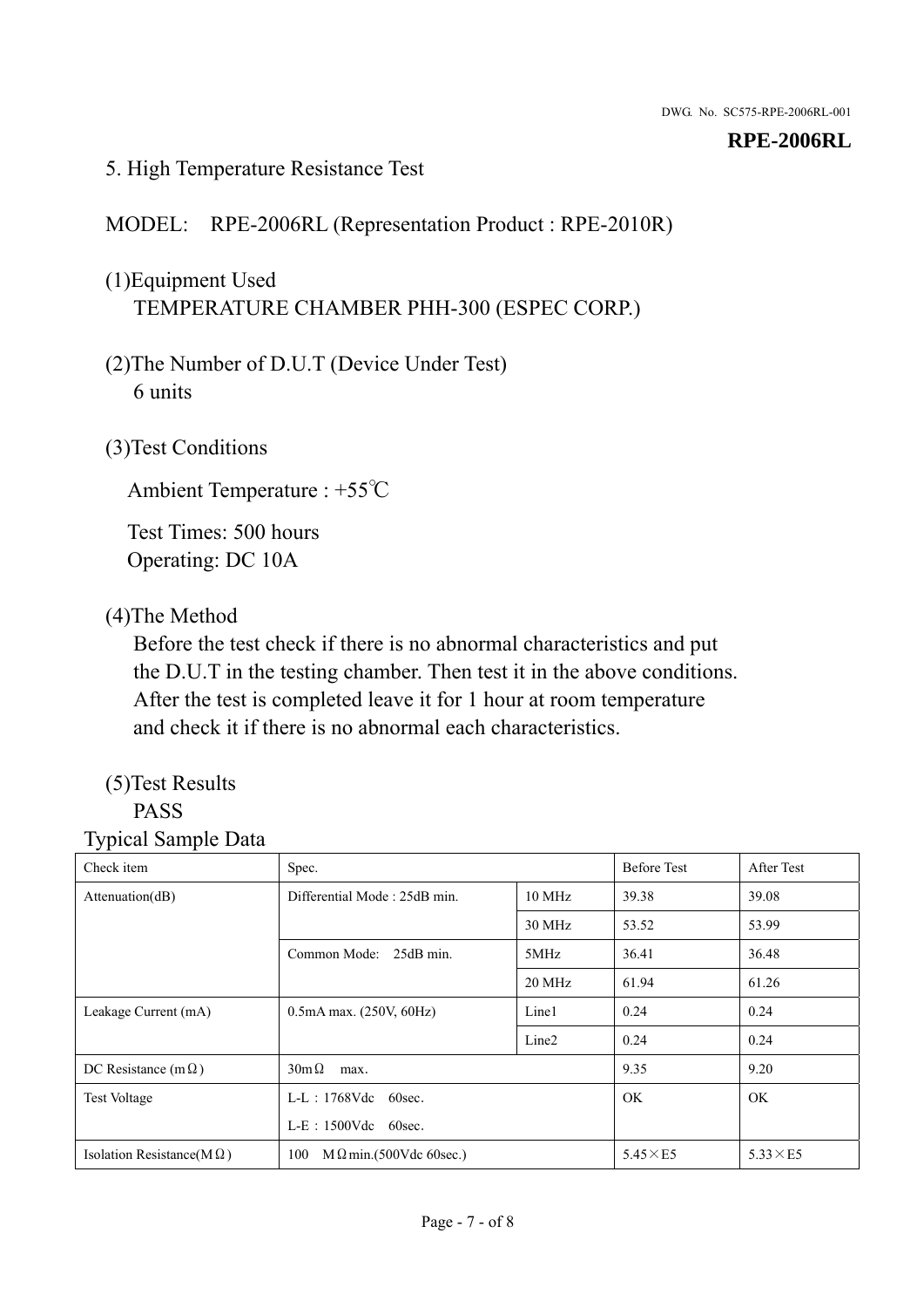DWG. No. SC575-RPE-2006RL-001

**RPE-2006RL**

## 5. High Temperature Resistance Test

MODEL: RPE-2006RL (Representation Product : RPE-2010R)

(1)Equipment Used
TEMPERATURE CHAMBER PHH-300 (ESPEC CORP.)

(2)The Number of D.U.T (Device Under Test)
6 units

(3)Test Conditions

Ambient Temperature : +55℃

Test Times: 500 hours
Operating: DC 10A

(4)The Method
Before the test check if there is no abnormal characteristics and put the D.U.T in the testing chamber. Then test it in the above conditions. After the test is completed leave it for 1 hour at room temperature and check it if there is no abnormal each characteristics.

(5)Test Results
PASS

Typical Sample Data

| Check item | Spec. | | Before Test | After Test |
|---|---|---|---|---|
| Attenuation(dB) | Differential Mode : 25dB min. | 10 MHz | 39.38 | 39.08 |
| | | 30 MHz | 53.52 | 53.99 |
| | Common Mode: 25dB min. | 5MHz | 36.41 | 36.48 |
| | | 20 MHz | 61.94 | 61.26 |
| Leakage Current (mA) | 0.5mA max. (250V, 60Hz) | Line1 | 0.24 | 0.24 |
| | | Line2 | 0.24 | 0.24 |
| DC Resistance (mΩ) | 30mΩ max. | | 9.35 | 9.20 |
| Test Voltage | L-L：1768Vdc 60sec.<br>L-E：1500Vdc 60sec. | | OK | OK |
| Isolation Resistance(MΩ) | 100 MΩmin.(500Vdc 60sec.) | | 5.45×E5 | 5.33×E5 |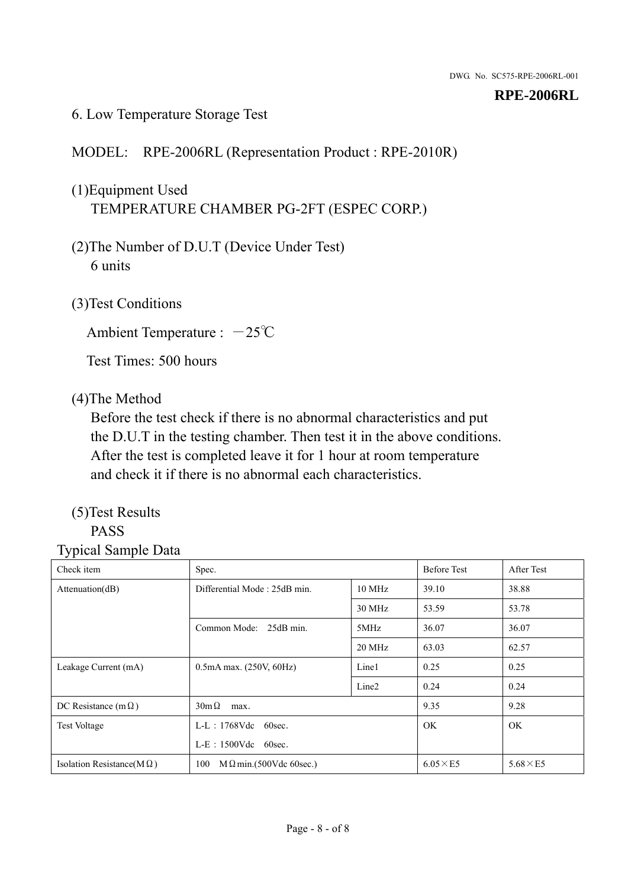DWG. No. SC575-RPE-2006RL-001

**RPE-2006RL**

## 6. Low Temperature Storage Test

MODEL: RPE-2006RL (Representation Product : RPE-2010R)

(1)Equipment Used
TEMPERATURE CHAMBER PG-2FT (ESPEC CORP.)

(2)The Number of D.U.T (Device Under Test)
6 units

(3)Test Conditions

Ambient Temperature : －25℃

Test Times: 500 hours

(4)The Method
Before the test check if there is no abnormal characteristics and put the D.U.T in the testing chamber. Then test it in the above conditions. After the test is completed leave it for 1 hour at room temperature and check it if there is no abnormal each characteristics.

(5)Test Results
PASS

Typical Sample Data

| Check item | Spec. | | Before Test | After Test |
|---|---|---|---|---|
| Attenuation(dB) | Differential Mode : 25dB min. | 10 MHz | 39.10 | 38.88 |
| | | 30 MHz | 53.59 | 53.78 |
| | Common Mode: 25dB min. | 5MHz | 36.07 | 36.07 |
| | | 20 MHz | 63.03 | 62.57 |
| Leakage Current (mA) | 0.5mA max. (250V, 60Hz) | Line1 | 0.25 | 0.25 |
| | | Line2 | 0.24 | 0.24 |
| DC Resistance (mΩ) | 30mΩ max. | | 9.35 | 9.28 |
| Test Voltage | L-L：1768Vdc 60sec.<br>L-E：1500Vdc 60sec. | | OK | OK |
| Isolation Resistance(MΩ) | 100 MΩmin.(500Vdc 60sec.) | | 6.05×E5 | 5.68×E5 |